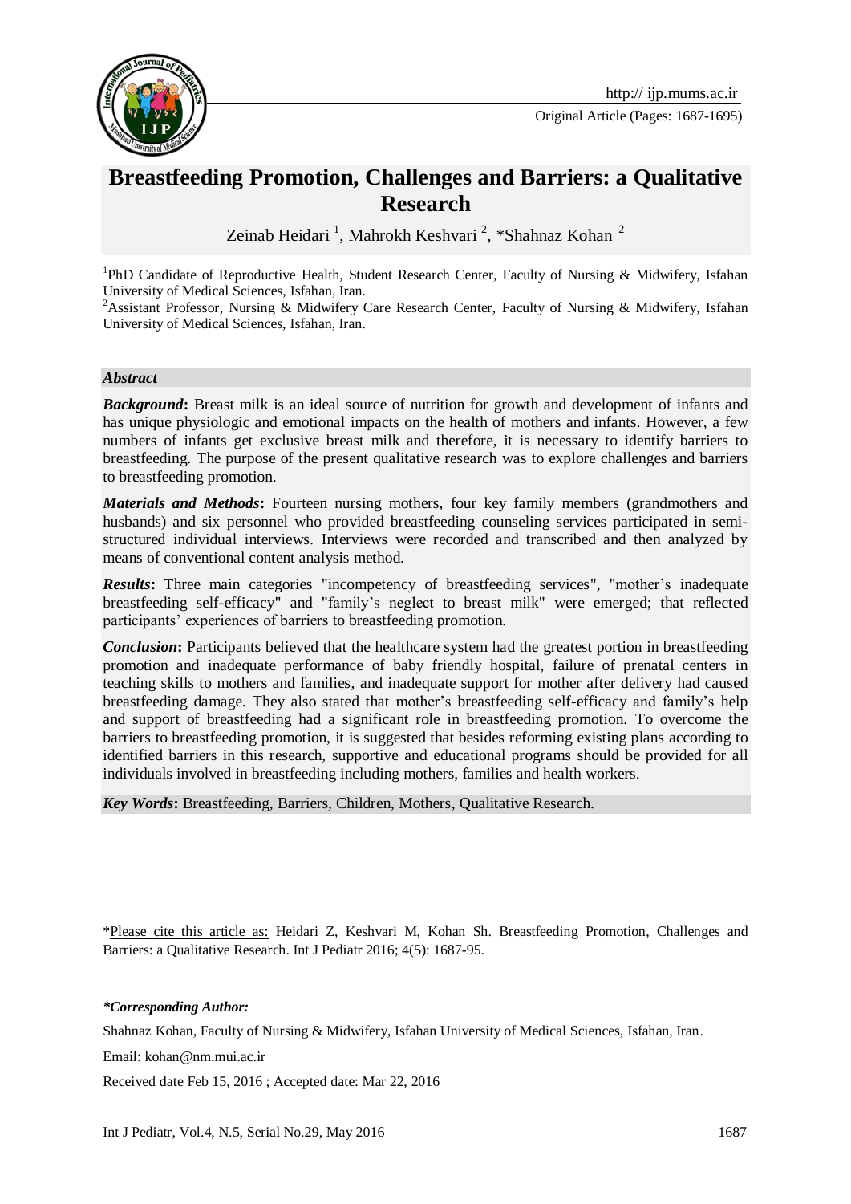Original Article (Pages: 1687-1695)

# Breastfeeding Promotion, Challenges and Barriers: a Qualitative Research

Zeinab Heidari [1], Mahrokh Keshvari [2], *Shahnaz Kohan [2]

[1]PhD Candidate of Reproductive Health, Student Research Center, Faculty of Nursing & Midwifery, Isfahan University of Medical Sciences, Isfahan, Iran.

[2]Assistant Professor, Nursing & Midwifery Care Research Center, Faculty of Nursing & Midwifery, Isfahan University of Medical Sciences, Isfahan, Iran.

### *Abstract*

***Background*:** Breast milk is an ideal source of nutrition for growth and development of infants and has unique physiologic and emotional impacts on the health of mothers and infants. However, a few numbers of infants get exclusive breast milk and therefore, it is necessary to identify barriers to breastfeeding. The purpose of the present qualitative research was to explore challenges and barriers to breastfeeding promotion.

***Materials and Methods*:** Fourteen nursing mothers, four key family members (grandmothers and husbands) and six personnel who provided breastfeeding counseling services participated in semi-structured individual interviews. Interviews were recorded and transcribed and then analyzed by means of conventional content analysis method.

***Results*:** Three main categories "incompetency of breastfeeding services", "mother's inadequate breastfeeding self-efficacy" and "family's neglect to breast milk" were emerged; that reflected participants' experiences of barriers to breastfeeding promotion.

***Conclusion*:** Participants believed that the healthcare system had the greatest portion in breastfeeding promotion and inadequate performance of baby friendly hospital, failure of prenatal centers in teaching skills to mothers and families, and inadequate support for mother after delivery had caused breastfeeding damage. They also stated that mother's breastfeeding self-efficacy and family's help and support of breastfeeding had a significant role in breastfeeding promotion. To overcome the barriers to breastfeeding promotion, it is suggested that besides reforming existing plans according to identified barriers in this research, supportive and educational programs should be provided for all individuals involved in breastfeeding including mothers, families and health workers.

***Key Words*:** Breastfeeding, Barriers, Children, Mothers, Qualitative Research.

*Please cite this article as: Heidari Z, Keshvari M, Kohan Sh. Breastfeeding Promotion, Challenges and Barriers: a Qualitative Research. Int J Pediatr 2016; 4(5): 1687-95.

***Corresponding Author:***

Shahnaz Kohan, Faculty of Nursing & Midwifery, Isfahan University of Medical Sciences, Isfahan, Iran.

Email: kohan@nm.mui.ac.ir

Received date Feb 15, 2016 ; Accepted date: Mar 22, 2016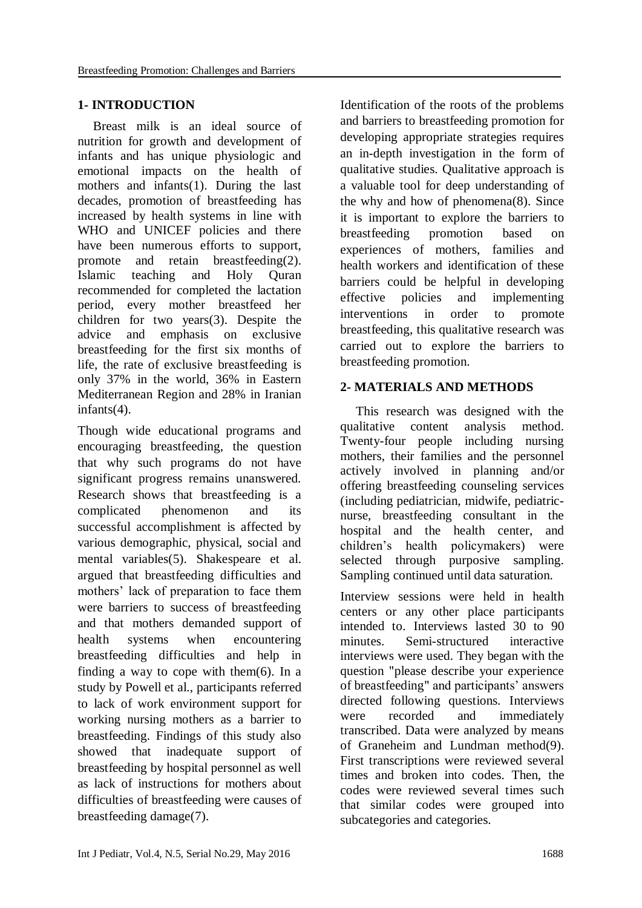## 1- INTRODUCTION

Breast milk is an ideal source of nutrition for growth and development of infants and has unique physiologic and emotional impacts on the health of mothers and infants(1). During the last decades, promotion of breastfeeding has increased by health systems in line with WHO and UNICEF policies and there have been numerous efforts to support, promote and retain breastfeeding(2). Islamic teaching and Holy Quran recommended for completed the lactation period, every mother breastfeed her children for two years(3). Despite the advice and emphasis on exclusive breastfeeding for the first six months of life, the rate of exclusive breastfeeding is only 37% in the world, 36% in Eastern Mediterranean Region and 28% in Iranian infants(4).

Though wide educational programs and encouraging breastfeeding, the question that why such programs do not have significant progress remains unanswered. Research shows that breastfeeding is a complicated phenomenon and its successful accomplishment is affected by various demographic, physical, social and mental variables(5). Shakespeare et al. argued that breastfeeding difficulties and mothers' lack of preparation to face them were barriers to success of breastfeeding and that mothers demanded support of health systems when encountering breastfeeding difficulties and help in finding a way to cope with them(6). In a study by Powell et al., participants referred to lack of work environment support for working nursing mothers as a barrier to breastfeeding. Findings of this study also showed that inadequate support of breastfeeding by hospital personnel as well as lack of instructions for mothers about difficulties of breastfeeding were causes of breastfeeding damage(7).

Identification of the roots of the problems and barriers to breastfeeding promotion for developing appropriate strategies requires an in-depth investigation in the form of qualitative studies. Qualitative approach is a valuable tool for deep understanding of the why and how of phenomena(8). Since it is important to explore the barriers to breastfeeding promotion based on experiences of mothers, families and health workers and identification of these barriers could be helpful in developing effective policies and implementing interventions in order to promote breastfeeding, this qualitative research was carried out to explore the barriers to breastfeeding promotion.

## 2- MATERIALS AND METHODS

This research was designed with the qualitative content analysis method. Twenty-four people including nursing mothers, their families and the personnel actively involved in planning and/or offering breastfeeding counseling services (including pediatrician, midwife, pediatric-nurse, breastfeeding consultant in the hospital and the health center, and children's health policymakers) were selected through purposive sampling. Sampling continued until data saturation.

Interview sessions were held in health centers or any other place participants intended to. Interviews lasted 30 to 90 minutes. Semi-structured interactive interviews were used. They began with the question "please describe your experience of breastfeeding" and participants' answers directed following questions. Interviews were recorded and immediately transcribed. Data were analyzed by means of Graneheim and Lundman method(9). First transcriptions were reviewed several times and broken into codes. Then, the codes were reviewed several times such that similar codes were grouped into subcategories and categories.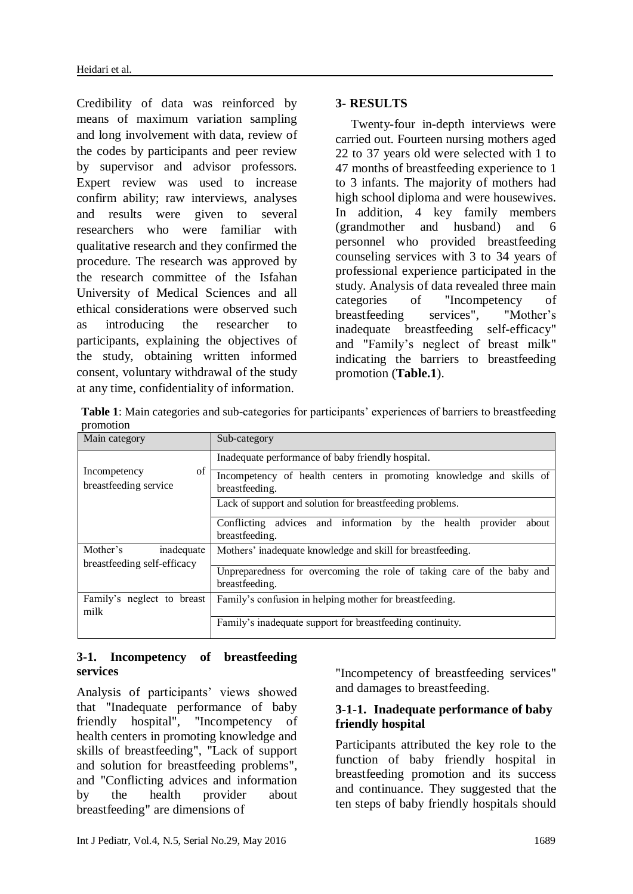Credibility of data was reinforced by means of maximum variation sampling and long involvement with data, review of the codes by participants and peer review by supervisor and advisor professors. Expert review was used to increase confirm ability; raw interviews, analyses and results were given to several researchers who were familiar with qualitative research and they confirmed the procedure. The research was approved by the research committee of the Isfahan University of Medical Sciences and all ethical considerations were observed such as introducing the researcher to participants, explaining the objectives of the study, obtaining written informed consent, voluntary withdrawal of the study at any time, confidentiality of information.

## 3- RESULTS

Twenty-four in-depth interviews were carried out. Fourteen nursing mothers aged 22 to 37 years old were selected with 1 to 47 months of breastfeeding experience to 1 to 3 infants. The majority of mothers had high school diploma and were housewives. In addition, 4 key family members (grandmother and husband) and 6 personnel who provided breastfeeding counseling services with 3 to 34 years of professional experience participated in the study. Analysis of data revealed three main categories of "Incompetency of breastfeeding services", "Mother's inadequate breastfeeding self-efficacy" and "Family's neglect of breast milk" indicating the barriers to breastfeeding promotion (**Table.1**).

**Table 1**: Main categories and sub-categories for participants' experiences of barriers to breastfeeding promotion

| Main category | Sub-category |
|---|---|
| Incompetency of breastfeeding service | Inadequate performance of baby friendly hospital. |
| | Incompetency of health centers in promoting knowledge and skills of breastfeeding. |
| | Lack of support and solution for breastfeeding problems. |
| | Conflicting advices and information by the health provider about breastfeeding. |
| Mother's inadequate breastfeeding self-efficacy | Mothers' inadequate knowledge and skill for breastfeeding. |
| | Unpreparedness for overcoming the role of taking care of the baby and breastfeeding. |
| Family's neglect to breast milk | Family's confusion in helping mother for breastfeeding. |
| | Family's inadequate support for breastfeeding continuity. |

### 3-1. Incompetency of breastfeeding services

Analysis of participants' views showed that "Inadequate performance of baby friendly hospital", "Incompetency of health centers in promoting knowledge and skills of breastfeeding", "Lack of support and solution for breastfeeding problems", and "Conflicting advices and information by the health provider about breastfeeding" are dimensions of "Incompetency of breastfeeding services" and damages to breastfeeding.

#### 3-1-1. Inadequate performance of baby friendly hospital

Participants attributed the key role to the function of baby friendly hospital in breastfeeding promotion and its success and continuance. They suggested that the ten steps of baby friendly hospitals should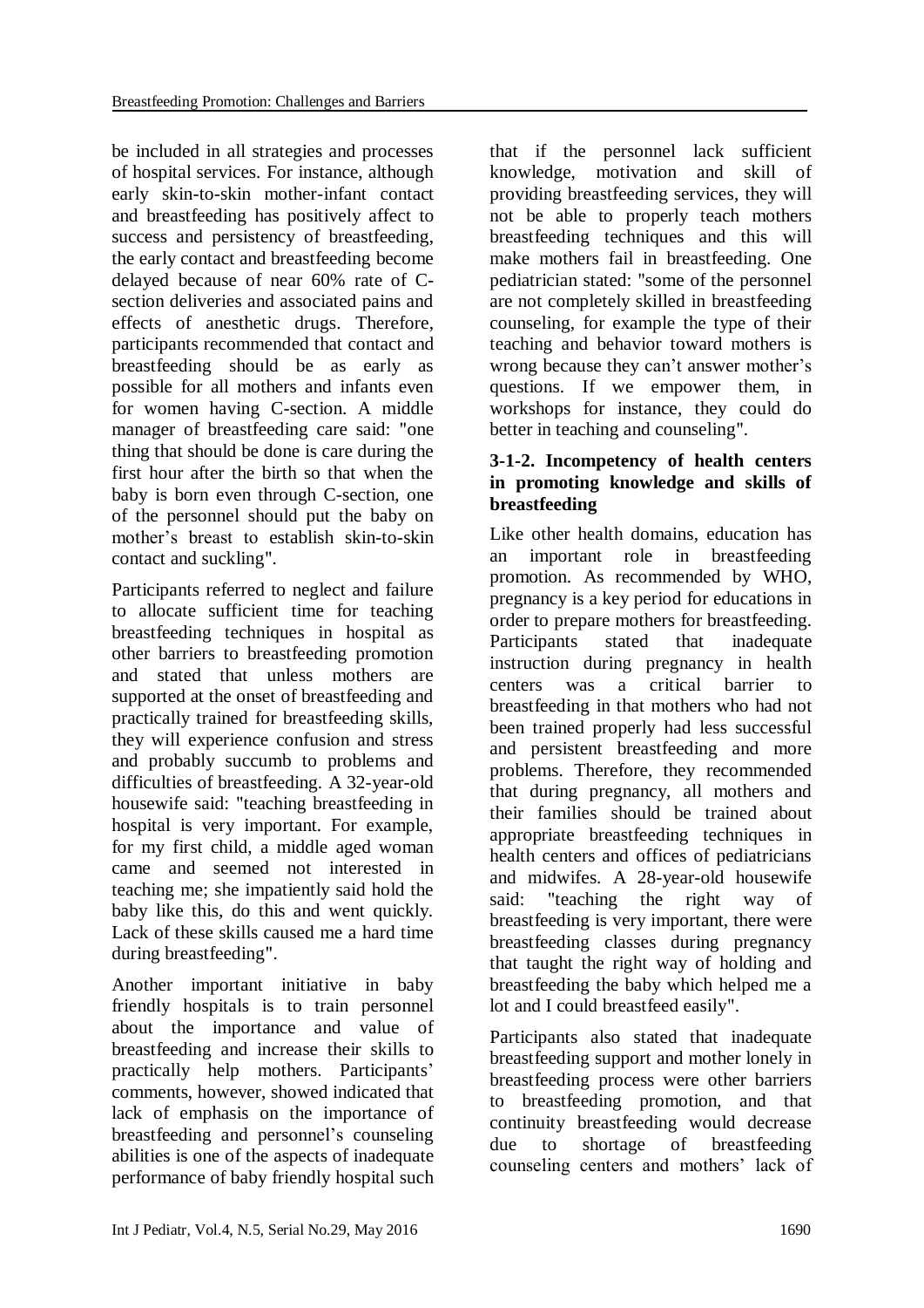be included in all strategies and processes of hospital services. For instance, although early skin-to-skin mother-infant contact and breastfeeding has positively affect to success and persistency of breastfeeding, the early contact and breastfeeding become delayed because of near 60% rate of C-section deliveries and associated pains and effects of anesthetic drugs. Therefore, participants recommended that contact and breastfeeding should be as early as possible for all mothers and infants even for women having C-section. A middle manager of breastfeeding care said: "one thing that should be done is care during the first hour after the birth so that when the baby is born even through C-section, one of the personnel should put the baby on mother's breast to establish skin-to-skin contact and suckling".

Participants referred to neglect and failure to allocate sufficient time for teaching breastfeeding techniques in hospital as other barriers to breastfeeding promotion and stated that unless mothers are supported at the onset of breastfeeding and practically trained for breastfeeding skills, they will experience confusion and stress and probably succumb to problems and difficulties of breastfeeding. A 32-year-old housewife said: "teaching breastfeeding in hospital is very important. For example, for my first child, a middle aged woman came and seemed not interested in teaching me; she impatiently said hold the baby like this, do this and went quickly. Lack of these skills caused me a hard time during breastfeeding".

Another important initiative in baby friendly hospitals is to train personnel about the importance and value of breastfeeding and increase their skills to practically help mothers. Participants' comments, however, showed indicated that lack of emphasis on the importance of breastfeeding and personnel's counseling abilities is one of the aspects of inadequate performance of baby friendly hospital such that if the personnel lack sufficient knowledge, motivation and skill of providing breastfeeding services, they will not be able to properly teach mothers breastfeeding techniques and this will make mothers fail in breastfeeding. One pediatrician stated: "some of the personnel are not completely skilled in breastfeeding counseling, for example the type of their teaching and behavior toward mothers is wrong because they can't answer mother's questions. If we empower them, in workshops for instance, they could do better in teaching and counseling".

#### 3-1-2. Incompetency of health centers in promoting knowledge and skills of breastfeeding

Like other health domains, education has an important role in breastfeeding promotion. As recommended by WHO, pregnancy is a key period for educations in order to prepare mothers for breastfeeding. Participants stated that inadequate instruction during pregnancy in health centers was a critical barrier to breastfeeding in that mothers who had not been trained properly had less successful and persistent breastfeeding and more problems. Therefore, they recommended that during pregnancy, all mothers and their families should be trained about appropriate breastfeeding techniques in health centers and offices of pediatricians and midwifes. A 28-year-old housewife said: "teaching the right way of breastfeeding is very important, there were breastfeeding classes during pregnancy that taught the right way of holding and breastfeeding the baby which helped me a lot and I could breastfeed easily".

Participants also stated that inadequate breastfeeding support and mother lonely in breastfeeding process were other barriers to breastfeeding promotion, and that continuity breastfeeding would decrease due to shortage of breastfeeding counseling centers and mothers' lack of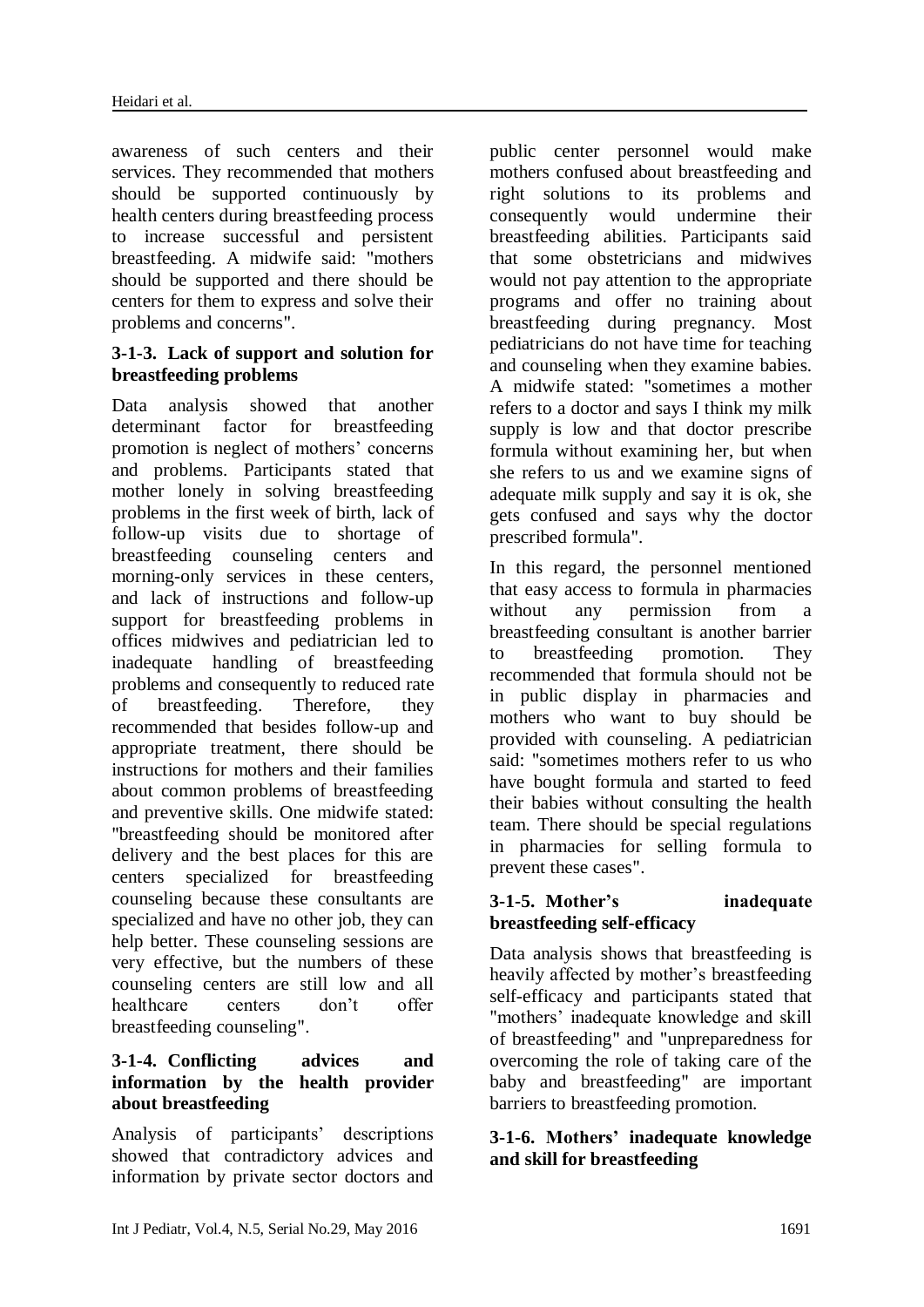awareness of such centers and their services. They recommended that mothers should be supported continuously by health centers during breastfeeding process to increase successful and persistent breastfeeding. A midwife said: "mothers should be supported and there should be centers for them to express and solve their problems and concerns".

### 3-1-3. Lack of support and solution for breastfeeding problems

Data analysis showed that another determinant factor for breastfeeding promotion is neglect of mothers' concerns and problems. Participants stated that mother lonely in solving breastfeeding problems in the first week of birth, lack of follow-up visits due to shortage of breastfeeding counseling centers and morning-only services in these centers, and lack of instructions and follow-up support for breastfeeding problems in offices midwives and pediatrician led to inadequate handling of breastfeeding problems and consequently to reduced rate of breastfeeding. Therefore, they recommended that besides follow-up and appropriate treatment, there should be instructions for mothers and their families about common problems of breastfeeding and preventive skills. One midwife stated: "breastfeeding should be monitored after delivery and the best places for this are centers specialized for breastfeeding counseling because these consultants are specialized and have no other job, they can help better. These counseling sessions are very effective, but the numbers of these counseling centers are still low and all healthcare centers don't offer breastfeeding counseling".

### 3-1-4. Conflicting advices and information by the health provider about breastfeeding

Analysis of participants' descriptions showed that contradictory advices and information by private sector doctors and public center personnel would make mothers confused about breastfeeding and right solutions to its problems and consequently would undermine their breastfeeding abilities. Participants said that some obstetricians and midwives would not pay attention to the appropriate programs and offer no training about breastfeeding during pregnancy. Most pediatricians do not have time for teaching and counseling when they examine babies. A midwife stated: "sometimes a mother refers to a doctor and says I think my milk supply is low and that doctor prescribe formula without examining her, but when she refers to us and we examine signs of adequate milk supply and say it is ok, she gets confused and says why the doctor prescribed formula".

In this regard, the personnel mentioned that easy access to formula in pharmacies without any permission from a breastfeeding consultant is another barrier to breastfeeding promotion. They recommended that formula should not be in public display in pharmacies and mothers who want to buy should be provided with counseling. A pediatrician said: "sometimes mothers refer to us who have bought formula and started to feed their babies without consulting the health team. There should be special regulations in pharmacies for selling formula to prevent these cases".

### 3-1-5. Mother's inadequate breastfeeding self-efficacy

Data analysis shows that breastfeeding is heavily affected by mother's breastfeeding self-efficacy and participants stated that "mothers' inadequate knowledge and skill of breastfeeding" and "unpreparedness for overcoming the role of taking care of the baby and breastfeeding" are important barriers to breastfeeding promotion.

### 3-1-6. Mothers' inadequate knowledge and skill for breastfeeding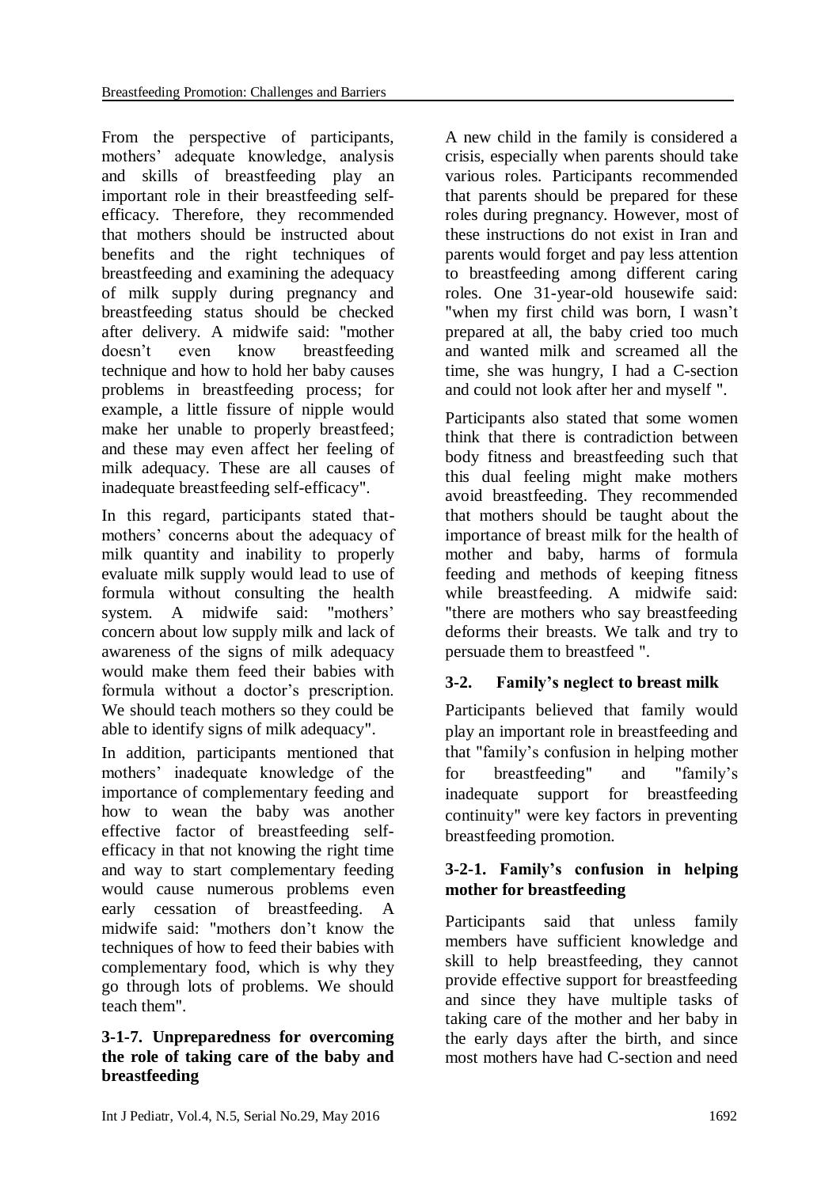From the perspective of participants, mothers' adequate knowledge, analysis and skills of breastfeeding play an important role in their breastfeeding self-efficacy. Therefore, they recommended that mothers should be instructed about benefits and the right techniques of breastfeeding and examining the adequacy of milk supply during pregnancy and breastfeeding status should be checked after delivery. A midwife said: "mother doesn't even know breastfeeding technique and how to hold her baby causes problems in breastfeeding process; for example, a little fissure of nipple would make her unable to properly breastfeed; and these may even affect her feeling of milk adequacy. These are all causes of inadequate breastfeeding self-efficacy".

In this regard, participants stated that-mothers' concerns about the adequacy of milk quantity and inability to properly evaluate milk supply would lead to use of formula without consulting the health system. A midwife said: "mothers' concern about low supply milk and lack of awareness of the signs of milk adequacy would make them feed their babies with formula without a doctor's prescription. We should teach mothers so they could be able to identify signs of milk adequacy".

In addition, participants mentioned that mothers' inadequate knowledge of the importance of complementary feeding and how to wean the baby was another effective factor of breastfeeding self-efficacy in that not knowing the right time and way to start complementary feeding would cause numerous problems even early cessation of breastfeeding. A midwife said: "mothers don't know the techniques of how to feed their babies with complementary food, which is why they go through lots of problems. We should teach them".

#### 3-1-7. Unpreparedness for overcoming the role of taking care of the baby and breastfeeding

A new child in the family is considered a crisis, especially when parents should take various roles. Participants recommended that parents should be prepared for these roles during pregnancy. However, most of these instructions do not exist in Iran and parents would forget and pay less attention to breastfeeding among different caring roles. One 31-year-old housewife said: "when my first child was born, I wasn't prepared at all, the baby cried too much and wanted milk and screamed all the time, she was hungry, I had a C-section and could not look after her and myself ".

Participants also stated that some women think that there is contradiction between body fitness and breastfeeding such that this dual feeling might make mothers avoid breastfeeding. They recommended that mothers should be taught about the importance of breast milk for the health of mother and baby, harms of formula feeding and methods of keeping fitness while breastfeeding. A midwife said: "there are mothers who say breastfeeding deforms their breasts. We talk and try to persuade them to breastfeed ".

### 3-2. Family's neglect to breast milk

Participants believed that family would play an important role in breastfeeding and that "family's confusion in helping mother for breastfeeding" and "family's inadequate support for breastfeeding continuity" were key factors in preventing breastfeeding promotion.

#### 3-2-1. Family's confusion in helping mother for breastfeeding

Participants said that unless family members have sufficient knowledge and skill to help breastfeeding, they cannot provide effective support for breastfeeding and since they have multiple tasks of taking care of the mother and her baby in the early days after the birth, and since most mothers have had C-section and need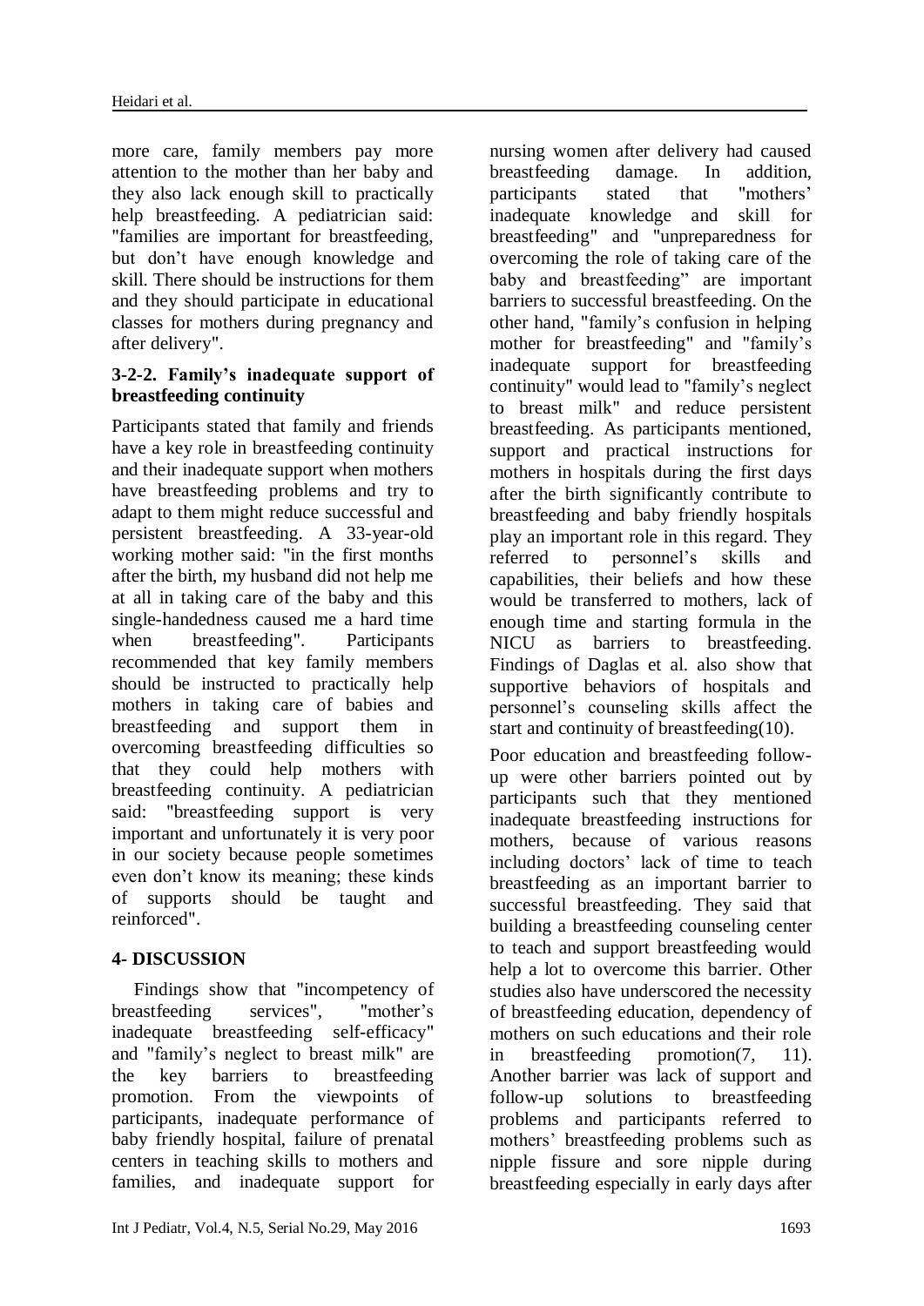more care, family members pay more attention to the mother than her baby and they also lack enough skill to practically help breastfeeding. A pediatrician said: "families are important for breastfeeding, but don't have enough knowledge and skill. There should be instructions for them and they should participate in educational classes for mothers during pregnancy and after delivery".

### 3-2-2. Family's inadequate support of breastfeeding continuity

Participants stated that family and friends have a key role in breastfeeding continuity and their inadequate support when mothers have breastfeeding problems and try to adapt to them might reduce successful and persistent breastfeeding. A 33-year-old working mother said: "in the first months after the birth, my husband did not help me at all in taking care of the baby and this single-handedness caused me a hard time when breastfeeding". Participants recommended that key family members should be instructed to practically help mothers in taking care of babies and breastfeeding and support them in overcoming breastfeeding difficulties so that they could help mothers with breastfeeding continuity. A pediatrician said: "breastfeeding support is very important and unfortunately it is very poor in our society because people sometimes even don't know its meaning; these kinds of supports should be taught and reinforced".

## 4- DISCUSSION

Findings show that "incompetency of breastfeeding services", "mother's inadequate breastfeeding self-efficacy" and "family's neglect to breast milk" are the key barriers to breastfeeding promotion. From the viewpoints of participants, inadequate performance of baby friendly hospital, failure of prenatal centers in teaching skills to mothers and families, and inadequate support for nursing women after delivery had caused breastfeeding damage. In addition, participants stated that "mothers' inadequate knowledge and skill for breastfeeding" and "unpreparedness for overcoming the role of taking care of the baby and breastfeeding" are important barriers to successful breastfeeding. On the other hand, "family's confusion in helping mother for breastfeeding" and "family's inadequate support for breastfeeding continuity" would lead to "family's neglect to breast milk" and reduce persistent breastfeeding. As participants mentioned, support and practical instructions for mothers in hospitals during the first days after the birth significantly contribute to breastfeeding and baby friendly hospitals play an important role in this regard. They referred to personnel's skills and capabilities, their beliefs and how these would be transferred to mothers, lack of enough time and starting formula in the NICU as barriers to breastfeeding. Findings of Daglas et al. also show that supportive behaviors of hospitals and personnel's counseling skills affect the start and continuity of breastfeeding(10).

Poor education and breastfeeding follow-up were other barriers pointed out by participants such that they mentioned inadequate breastfeeding instructions for mothers, because of various reasons including doctors' lack of time to teach breastfeeding as an important barrier to successful breastfeeding. They said that building a breastfeeding counseling center to teach and support breastfeeding would help a lot to overcome this barrier. Other studies also have underscored the necessity of breastfeeding education, dependency of mothers on such educations and their role in breastfeeding promotion(7, 11). Another barrier was lack of support and follow-up solutions to breastfeeding problems and participants referred to mothers' breastfeeding problems such as nipple fissure and sore nipple during breastfeeding especially in early days after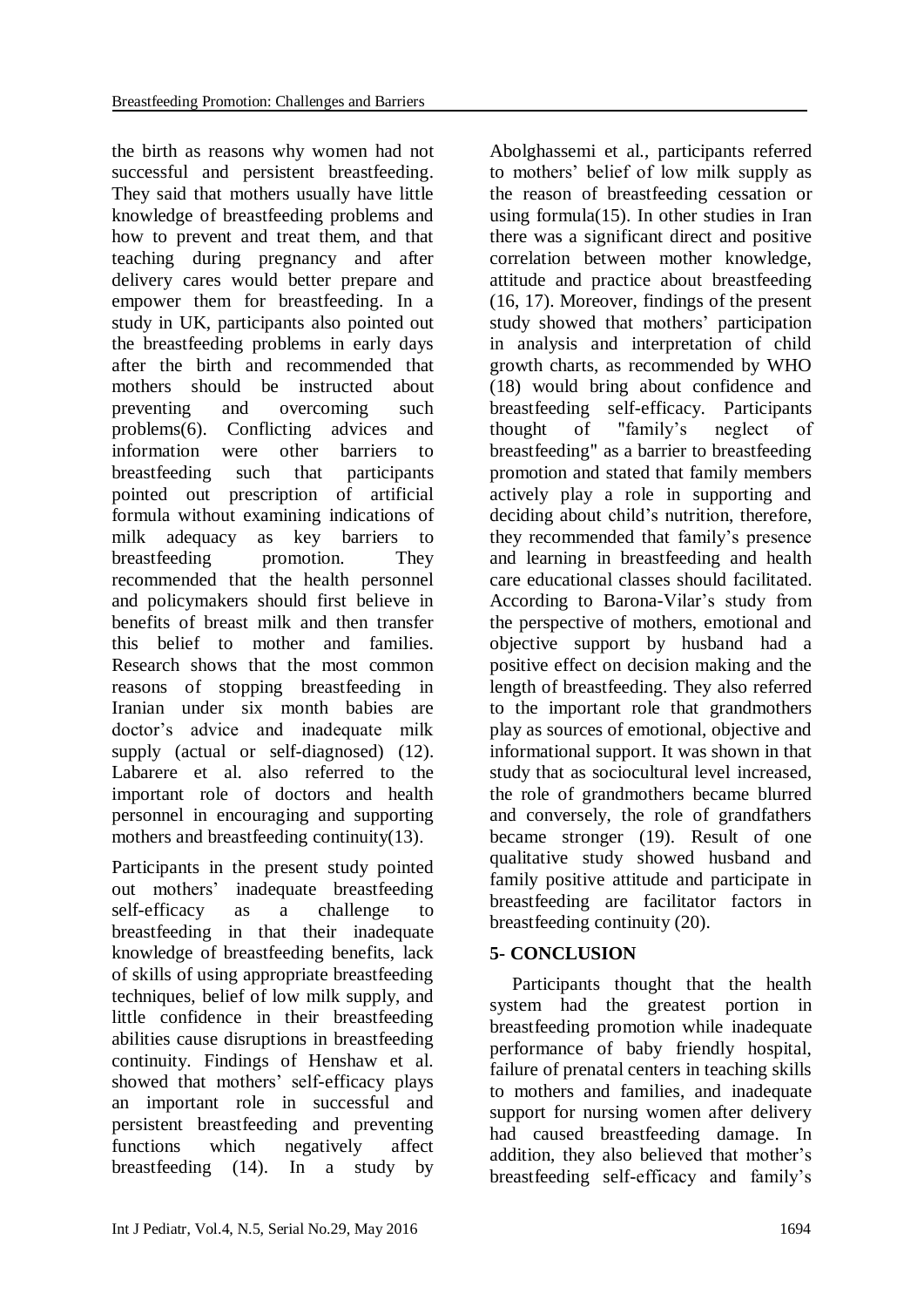the birth as reasons why women had not successful and persistent breastfeeding. They said that mothers usually have little knowledge of breastfeeding problems and how to prevent and treat them, and that teaching during pregnancy and after delivery cares would better prepare and empower them for breastfeeding. In a study in UK, participants also pointed out the breastfeeding problems in early days after the birth and recommended that mothers should be instructed about preventing and overcoming such problems(6). Conflicting advices and information were other barriers to breastfeeding such that participants pointed out prescription of artificial formula without examining indications of milk adequacy as key barriers to breastfeeding promotion. They recommended that the health personnel and policymakers should first believe in benefits of breast milk and then transfer this belief to mother and families. Research shows that the most common reasons of stopping breastfeeding in Iranian under six month babies are doctor's advice and inadequate milk supply (actual or self-diagnosed) (12). Labarere et al. also referred to the important role of doctors and health personnel in encouraging and supporting mothers and breastfeeding continuity(13).

Participants in the present study pointed out mothers' inadequate breastfeeding self-efficacy as a challenge to breastfeeding in that their inadequate knowledge of breastfeeding benefits, lack of skills of using appropriate breastfeeding techniques, belief of low milk supply, and little confidence in their breastfeeding abilities cause disruptions in breastfeeding continuity. Findings of Henshaw et al. showed that mothers' self-efficacy plays an important role in successful and persistent breastfeeding and preventing functions which negatively affect breastfeeding (14). In a study by Abolghassemi et al., participants referred to mothers' belief of low milk supply as the reason of breastfeeding cessation or using formula(15). In other studies in Iran there was a significant direct and positive correlation between mother knowledge, attitude and practice about breastfeeding (16, 17). Moreover, findings of the present study showed that mothers' participation in analysis and interpretation of child growth charts, as recommended by WHO (18) would bring about confidence and breastfeeding self-efficacy. Participants thought of "family's neglect of breastfeeding" as a barrier to breastfeeding promotion and stated that family members actively play a role in supporting and deciding about child's nutrition, therefore, they recommended that family's presence and learning in breastfeeding and health care educational classes should facilitated. According to Barona-Vilar's study from the perspective of mothers, emotional and objective support by husband had a positive effect on decision making and the length of breastfeeding. They also referred to the important role that grandmothers play as sources of emotional, objective and informational support. It was shown in that study that as sociocultural level increased, the role of grandmothers became blurred and conversely, the role of grandfathers became stronger (19). Result of one qualitative study showed husband and family positive attitude and participate in breastfeeding are facilitator factors in breastfeeding continuity (20).

## 5- CONCLUSION

Participants thought that the health system had the greatest portion in breastfeeding promotion while inadequate performance of baby friendly hospital, failure of prenatal centers in teaching skills to mothers and families, and inadequate support for nursing women after delivery had caused breastfeeding damage. In addition, they also believed that mother's breastfeeding self-efficacy and family's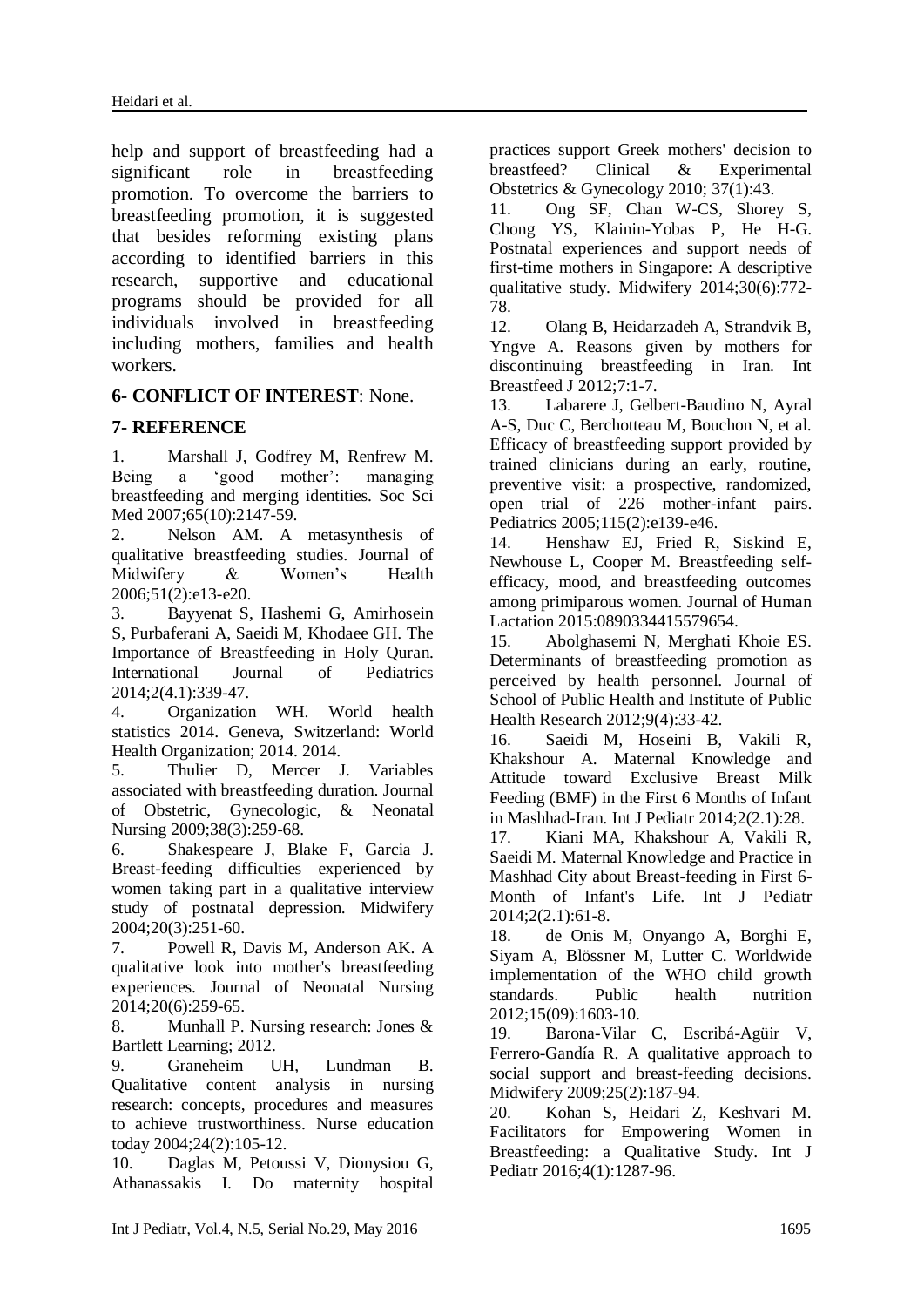help and support of breastfeeding had a significant role in breastfeeding promotion. To overcome the barriers to breastfeeding promotion, it is suggested that besides reforming existing plans according to identified barriers in this research, supportive and educational programs should be provided for all individuals involved in breastfeeding including mothers, families and health workers.

## 6- CONFLICT OF INTEREST: None.

## 7- REFERENCE

1. Marshall J, Godfrey M, Renfrew M. Being a 'good mother': managing breastfeeding and merging identities. Soc Sci Med 2007;65(10):2147-59.
2. Nelson AM. A metasynthesis of qualitative breastfeeding studies. Journal of Midwifery & Women's Health 2006;51(2):e13-e20.
3. Bayyenat S, Hashemi G, Amirhosein S, Purbaferani A, Saeidi M, Khodaee GH. The Importance of Breastfeeding in Holy Quran. International Journal of Pediatrics 2014;2(4.1):339-47.
4. Organization WH. World health statistics 2014. Geneva, Switzerland: World Health Organization; 2014. 2014.
5. Thulier D, Mercer J. Variables associated with breastfeeding duration. Journal of Obstetric, Gynecologic, & Neonatal Nursing 2009;38(3):259-68.
6. Shakespeare J, Blake F, Garcia J. Breast-feeding difficulties experienced by women taking part in a qualitative interview study of postnatal depression. Midwifery 2004;20(3):251-60.
7. Powell R, Davis M, Anderson AK. A qualitative look into mother's breastfeeding experiences. Journal of Neonatal Nursing 2014;20(6):259-65.
8. Munhall P. Nursing research: Jones & Bartlett Learning; 2012.
9. Graneheim UH, Lundman B. Qualitative content analysis in nursing research: concepts, procedures and measures to achieve trustworthiness. Nurse education today 2004;24(2):105-12.
10. Daglas M, Petoussi V, Dionysiou G, Athanassakis I. Do maternity hospital practices support Greek mothers' decision to breastfeed? Clinical & Experimental Obstetrics & Gynecology 2010; 37(1):43.
11. Ong SF, Chan W-CS, Shorey S, Chong YS, Klainin-Yobas P, He H-G. Postnatal experiences and support needs of first-time mothers in Singapore: A descriptive qualitative study. Midwifery 2014;30(6):772-78.
12. Olang B, Heidarzadeh A, Strandvik B, Yngve A. Reasons given by mothers for discontinuing breastfeeding in Iran. Int Breastfeed J 2012;7:1-7.
13. Labarere J, Gelbert-Baudino N, Ayral A-S, Duc C, Berchotteau M, Bouchon N, et al. Efficacy of breastfeeding support provided by trained clinicians during an early, routine, preventive visit: a prospective, randomized, open trial of 226 mother-infant pairs. Pediatrics 2005;115(2):e139-e46.
14. Henshaw EJ, Fried R, Siskind E, Newhouse L, Cooper M. Breastfeeding self-efficacy, mood, and breastfeeding outcomes among primiparous women. Journal of Human Lactation 2015:0890334415579654.
15. Abolghasemi N, Merghati Khoie ES. Determinants of breastfeeding promotion as perceived by health personnel. Journal of School of Public Health and Institute of Public Health Research 2012;9(4):33-42.
16. Saeidi M, Hoseini B, Vakili R, Khakshour A. Maternal Knowledge and Attitude toward Exclusive Breast Milk Feeding (BMF) in the First 6 Months of Infant in Mashhad-Iran. Int J Pediatr 2014;2(2.1):28.
17. Kiani MA, Khakshour A, Vakili R, Saeidi M. Maternal Knowledge and Practice in Mashhad City about Breast-feeding in First 6-Month of Infant's Life. Int J Pediatr 2014;2(2.1):61-8.
18. de Onis M, Onyango A, Borghi E, Siyam A, Blössner M, Lutter C. Worldwide implementation of the WHO child growth standards. Public health nutrition 2012;15(09):1603-10.
19. Barona-Vilar C, Escribá-Agüir V, Ferrero-Gandía R. A qualitative approach to social support and breast-feeding decisions. Midwifery 2009;25(2):187-94.
20. Kohan S, Heidari Z, Keshvari M. Facilitators for Empowering Women in Breastfeeding: a Qualitative Study. Int J Pediatr 2016;4(1):1287-96.